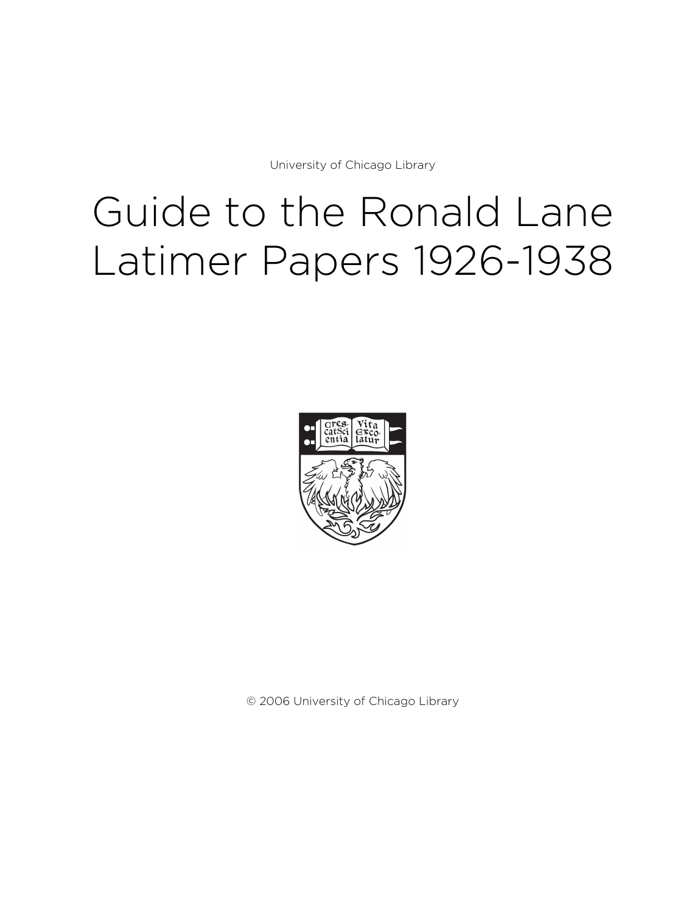University of Chicago Library

# Guide to the Ronald Lane Latimer Papers 1926-1938

© 2006 University of Chicago Library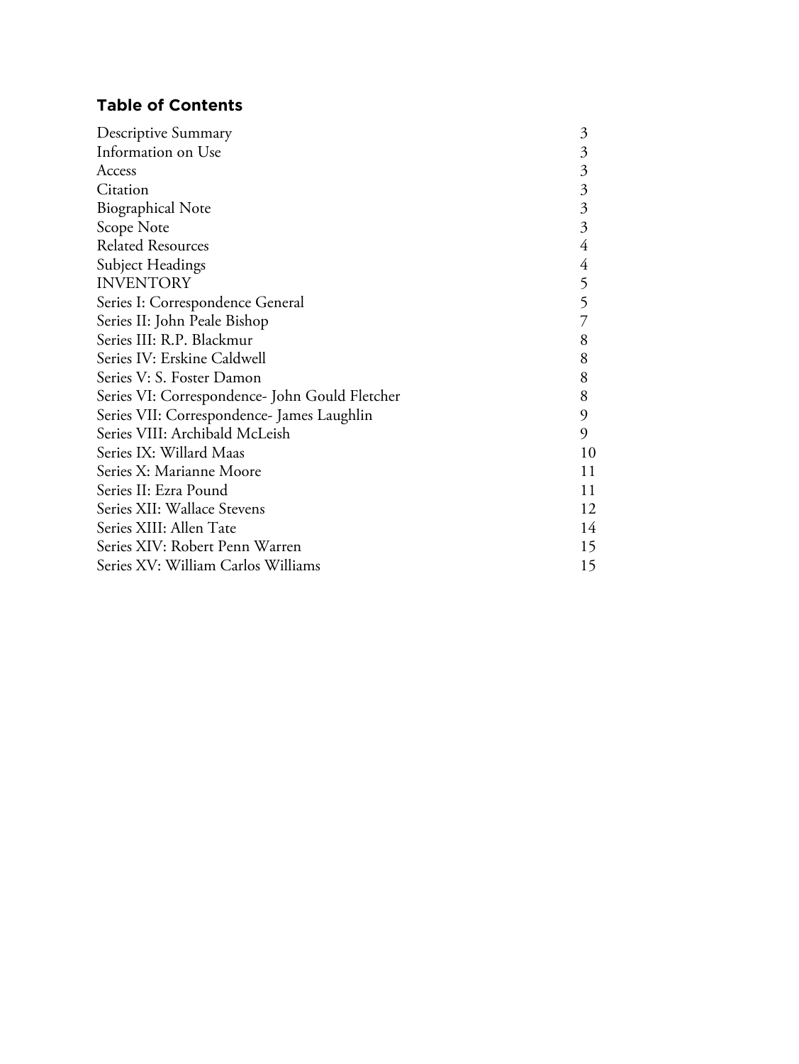## Table of Contents

| | |
|---|---|
| Descriptive Summary | 3 |
| Information on Use | 3 |
| Access | 3 |
| Citation | 3 |
| Biographical Note | 3 |
| Scope Note | 3 |
| Related Resources | 4 |
| Subject Headings | 4 |
| INVENTORY | 5 |
| Series I: Correspondence General | 5 |
| Series II: John Peale Bishop | 7 |
| Series III: R.P. Blackmur | 8 |
| Series IV: Erskine Caldwell | 8 |
| Series V: S. Foster Damon | 8 |
| Series VI: Correspondence- John Gould Fletcher | 8 |
| Series VII: Correspondence- James Laughlin | 9 |
| Series VIII: Archibald McLeish | 9 |
| Series IX: Willard Maas | 10 |
| Series X: Marianne Moore | 11 |
| Series II: Ezra Pound | 11 |
| Series XII: Wallace Stevens | 12 |
| Series XIII: Allen Tate | 14 |
| Series XIV: Robert Penn Warren | 15 |
| Series XV: William Carlos Williams | 15 |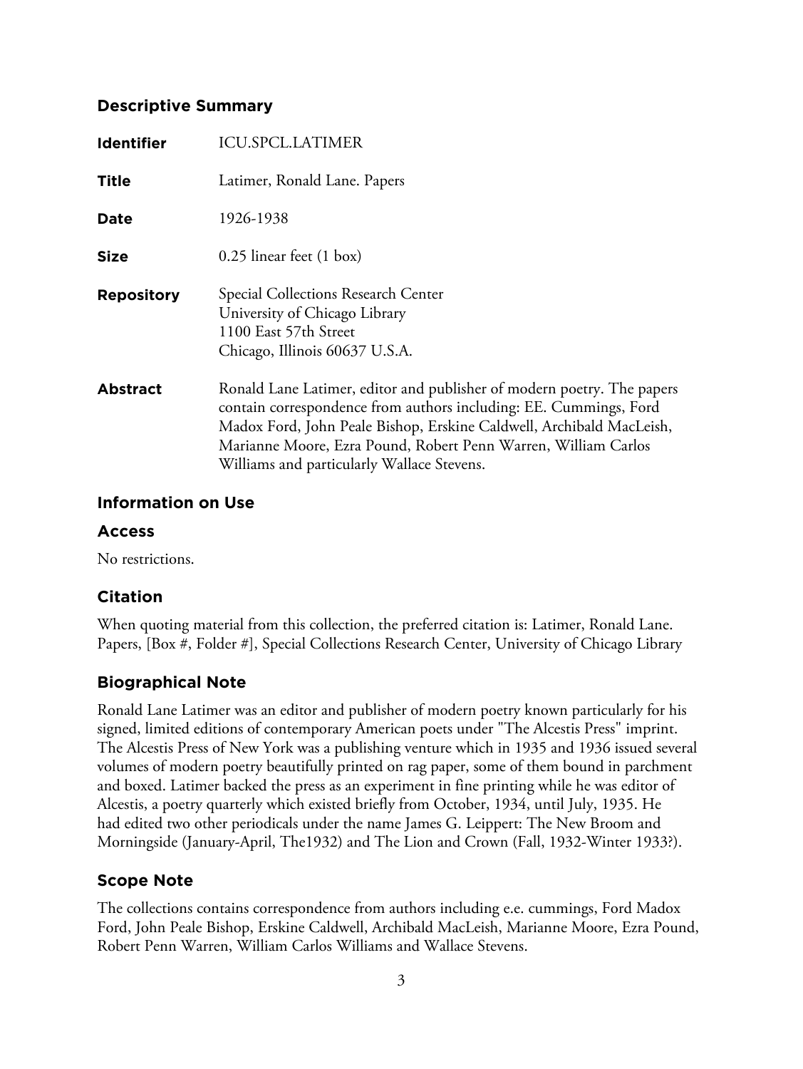## Descriptive Summary

| | |
|---|---|
| **Identifier** | ICU.SPCL.LATIMER |
| **Title** | Latimer, Ronald Lane. Papers |
| **Date** | 1926-1938 |
| **Size** | 0.25 linear feet (1 box) |
| **Repository** | Special Collections Research Center<br>University of Chicago Library<br>1100 East 57th Street<br>Chicago, Illinois 60637 U.S.A. |
| **Abstract** | Ronald Lane Latimer, editor and publisher of modern poetry. The papers contain correspondence from authors including: EE. Cummings, Ford Madox Ford, John Peale Bishop, Erskine Caldwell, Archibald MacLeish, Marianne Moore, Ezra Pound, Robert Penn Warren, William Carlos Williams and particularly Wallace Stevens. |

## Information on Use

### Access

No restrictions.

### Citation

When quoting material from this collection, the preferred citation is: Latimer, Ronald Lane. Papers, [Box #, Folder #], Special Collections Research Center, University of Chicago Library

## Biographical Note

Ronald Lane Latimer was an editor and publisher of modern poetry known particularly for his signed, limited editions of contemporary American poets under "The Alcestis Press" imprint. The Alcestis Press of New York was a publishing venture which in 1935 and 1936 issued several volumes of modern poetry beautifully printed on rag paper, some of them bound in parchment and boxed. Latimer backed the press as an experiment in fine printing while he was editor of Alcestis, a poetry quarterly which existed briefly from October, 1934, until July, 1935. He had edited two other periodicals under the name James G. Leippert: The New Broom and Morningside (January-April, The1932) and The Lion and Crown (Fall, 1932-Winter 1933?).

## Scope Note

The collections contains correspondence from authors including e.e. cummings, Ford Madox Ford, John Peale Bishop, Erskine Caldwell, Archibald MacLeish, Marianne Moore, Ezra Pound, Robert Penn Warren, William Carlos Williams and Wallace Stevens.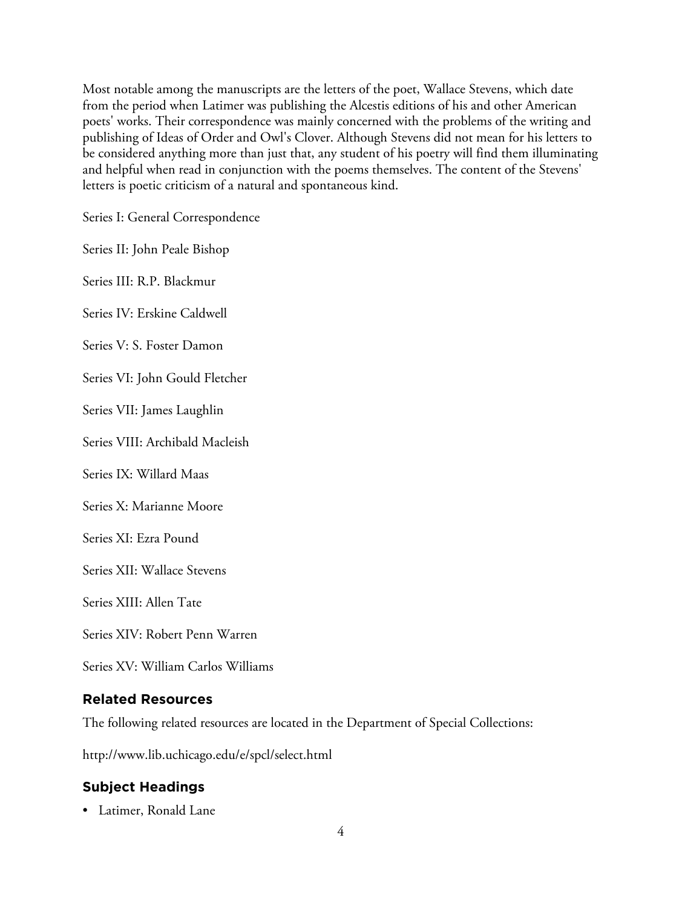Most notable among the manuscripts are the letters of the poet, Wallace Stevens, which date from the period when Latimer was publishing the Alcestis editions of his and other American poets' works. Their correspondence was mainly concerned with the problems of the writing and publishing of Ideas of Order and Owl's Clover. Although Stevens did not mean for his letters to be considered anything more than just that, any student of his poetry will find them illuminating and helpful when read in conjunction with the poems themselves. The content of the Stevens' letters is poetic criticism of a natural and spontaneous kind.

Series I: General Correspondence

Series II: John Peale Bishop

Series III: R.P. Blackmur

Series IV: Erskine Caldwell

Series V: S. Foster Damon

Series VI: John Gould Fletcher

Series VII: James Laughlin

Series VIII: Archibald Macleish

Series IX: Willard Maas

Series X: Marianne Moore

Series XI: Ezra Pound

Series XII: Wallace Stevens

Series XIII: Allen Tate

Series XIV: Robert Penn Warren

Series XV: William Carlos Williams

## Related Resources

The following related resources are located in the Department of Special Collections:

http://www.lib.uchicago.edu/e/spcl/select.html

## Subject Headings

- Latimer, Ronald Lane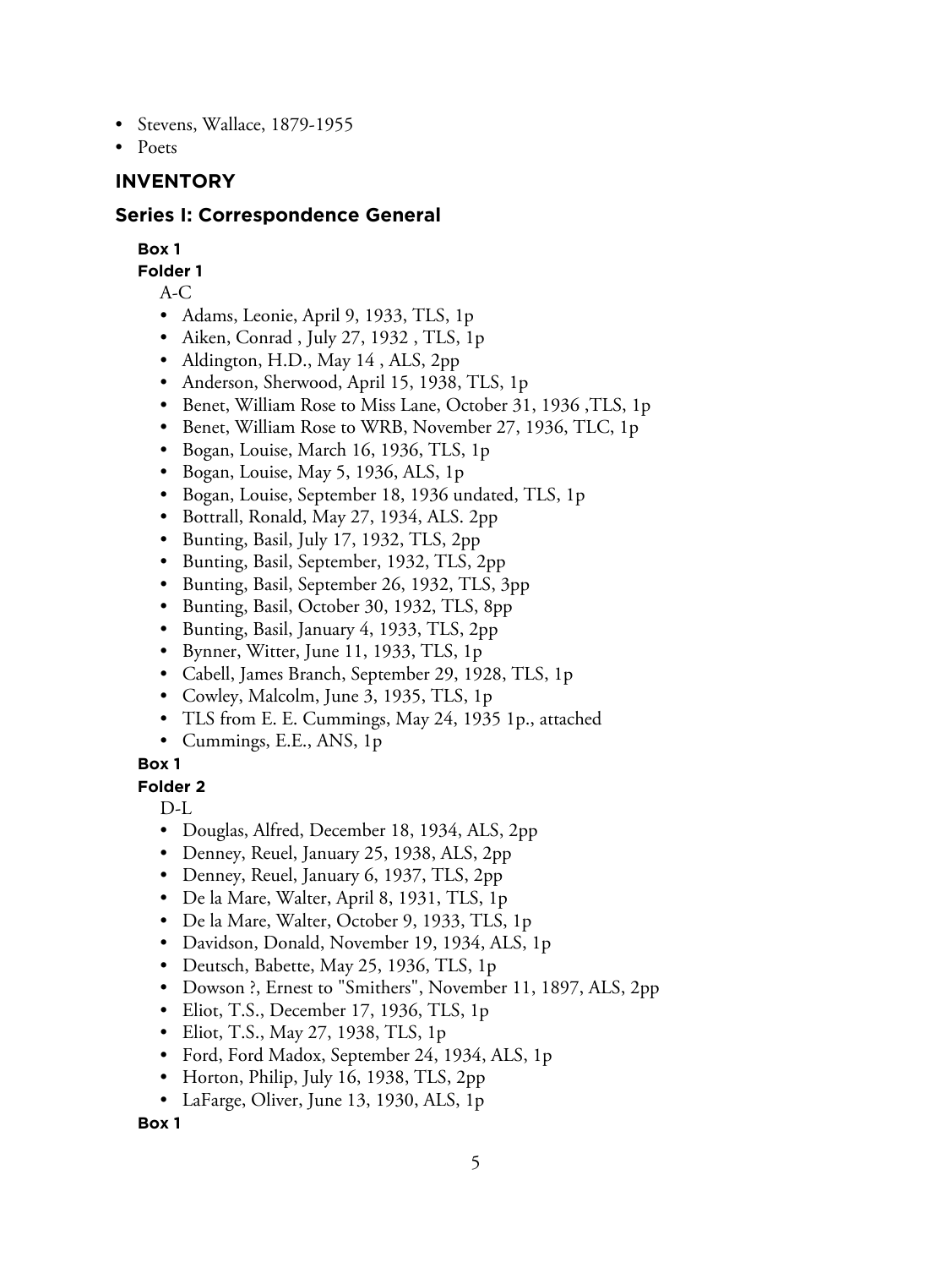- Stevens, Wallace, 1879-1955
- Poets

## INVENTORY

### Series I: Correspondence General

**Box 1**

**Folder 1**

A-C

- Adams, Leonie, April 9, 1933, TLS, 1p
- Aiken, Conrad , July 27, 1932 , TLS, 1p
- Aldington, H.D., May 14 , ALS, 2pp
- Anderson, Sherwood, April 15, 1938, TLS, 1p
- Benet, William Rose to Miss Lane, October 31, 1936 ,TLS, 1p
- Benet, William Rose to WRB, November 27, 1936, TLC, 1p
- Bogan, Louise, March 16, 1936, TLS, 1p
- Bogan, Louise, May 5, 1936, ALS, 1p
- Bogan, Louise, September 18, 1936 undated, TLS, 1p
- Bottrall, Ronald, May 27, 1934, ALS. 2pp
- Bunting, Basil, July 17, 1932, TLS, 2pp
- Bunting, Basil, September, 1932, TLS, 2pp
- Bunting, Basil, September 26, 1932, TLS, 3pp
- Bunting, Basil, October 30, 1932, TLS, 8pp
- Bunting, Basil, January 4, 1933, TLS, 2pp
- Bynner, Witter, June 11, 1933, TLS, 1p
- Cabell, James Branch, September 29, 1928, TLS, 1p
- Cowley, Malcolm, June 3, 1935, TLS, 1p
- TLS from E. E. Cummings, May 24, 1935 1p., attached
- Cummings, E.E., ANS, 1p

**Box 1**

**Folder 2**

D-L

- Douglas, Alfred, December 18, 1934, ALS, 2pp
- Denney, Reuel, January 25, 1938, ALS, 2pp
- Denney, Reuel, January 6, 1937, TLS, 2pp
- De la Mare, Walter, April 8, 1931, TLS, 1p
- De la Mare, Walter, October 9, 1933, TLS, 1p
- Davidson, Donald, November 19, 1934, ALS, 1p
- Deutsch, Babette, May 25, 1936, TLS, 1p
- Dowson ?, Ernest to "Smithers", November 11, 1897, ALS, 2pp
- Eliot, T.S., December 17, 1936, TLS, 1p
- Eliot, T.S., May 27, 1938, TLS, 1p
- Ford, Ford Madox, September 24, 1934, ALS, 1p
- Horton, Philip, July 16, 1938, TLS, 2pp
- LaFarge, Oliver, June 13, 1930, ALS, 1p

**Box 1**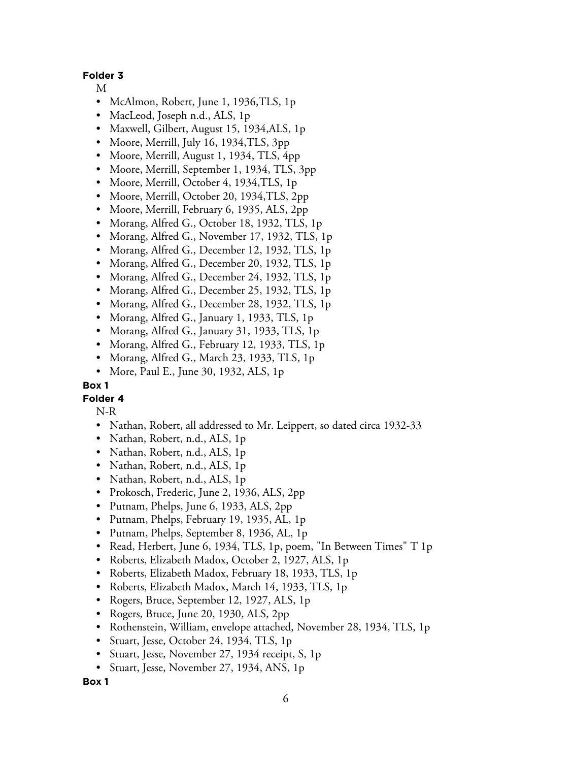**Folder 3**

M

- McAlmon, Robert, June 1, 1936,TLS, 1p
- MacLeod, Joseph n.d., ALS, 1p
- Maxwell, Gilbert, August 15, 1934,ALS, 1p
- Moore, Merrill, July 16, 1934,TLS, 3pp
- Moore, Merrill, August 1, 1934, TLS, 4pp
- Moore, Merrill, September 1, 1934, TLS, 3pp
- Moore, Merrill, October 4, 1934,TLS, 1p
- Moore, Merrill, October 20, 1934,TLS, 2pp
- Moore, Merrill, February 6, 1935, ALS, 2pp
- Morang, Alfred G., October 18, 1932, TLS, 1p
- Morang, Alfred G., November 17, 1932, TLS, 1p
- Morang, Alfred G., December 12, 1932, TLS, 1p
- Morang, Alfred G., December 20, 1932, TLS, 1p
- Morang, Alfred G., December 24, 1932, TLS, 1p
- Morang, Alfred G., December 25, 1932, TLS, 1p
- Morang, Alfred G., December 28, 1932, TLS, 1p
- Morang, Alfred G., January 1, 1933, TLS, 1p
- Morang, Alfred G., January 31, 1933, TLS, 1p
- Morang, Alfred G., February 12, 1933, TLS, 1p
- Morang, Alfred G., March 23, 1933, TLS, 1p
- More, Paul E., June 30, 1932, ALS, 1p

**Box 1**

**Folder 4**

N-R

- Nathan, Robert, all addressed to Mr. Leippert, so dated circa 1932-33
- Nathan, Robert, n.d., ALS, 1p
- Nathan, Robert, n.d., ALS, 1p
- Nathan, Robert, n.d., ALS, 1p
- Nathan, Robert, n.d., ALS, 1p
- Prokosch, Frederic, June 2, 1936, ALS, 2pp
- Putnam, Phelps, June 6, 1933, ALS, 2pp
- Putnam, Phelps, February 19, 1935, AL, 1p
- Putnam, Phelps, September 8, 1936, AL, 1p
- Read, Herbert, June 6, 1934, TLS, 1p, poem, "In Between Times" T 1p
- Roberts, Elizabeth Madox, October 2, 1927, ALS, 1p
- Roberts, Elizabeth Madox, February 18, 1933, TLS, 1p
- Roberts, Elizabeth Madox, March 14, 1933, TLS, 1p
- Rogers, Bruce, September 12, 1927, ALS, 1p
- Rogers, Bruce, June 20, 1930, ALS, 2pp
- Rothenstein, William, envelope attached, November 28, 1934, TLS, 1p
- Stuart, Jesse, October 24, 1934, TLS, 1p
- Stuart, Jesse, November 27, 1934 receipt, S, 1p
- Stuart, Jesse, November 27, 1934, ANS, 1p

**Box 1**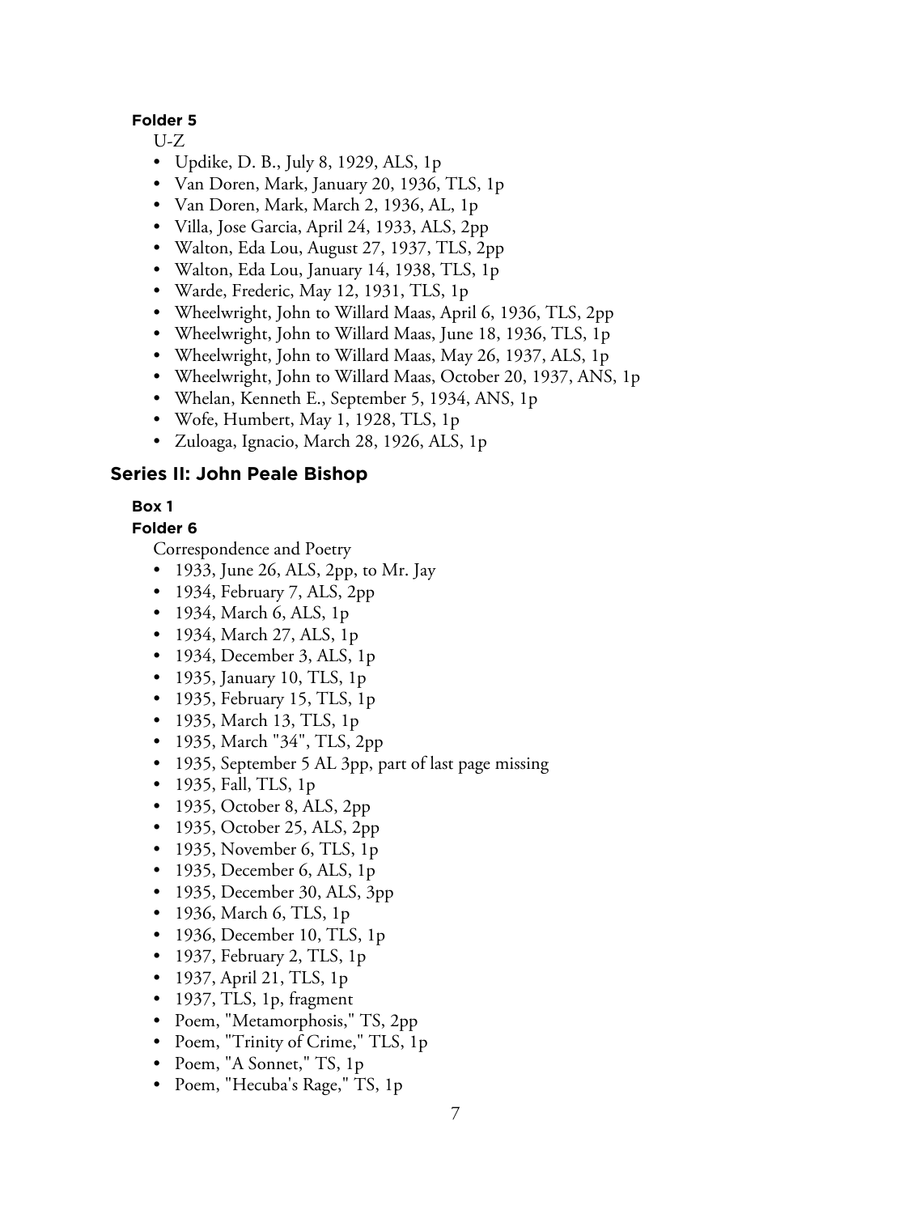#### Folder 5

U-Z

- Updike, D. B., July 8, 1929, ALS, 1p
- Van Doren, Mark, January 20, 1936, TLS, 1p
- Van Doren, Mark, March 2, 1936, AL, 1p
- Villa, Jose Garcia, April 24, 1933, ALS, 2pp
- Walton, Eda Lou, August 27, 1937, TLS, 2pp
- Walton, Eda Lou, January 14, 1938, TLS, 1p
- Warde, Frederic, May 12, 1931, TLS, 1p
- Wheelwright, John to Willard Maas, April 6, 1936, TLS, 2pp
- Wheelwright, John to Willard Maas, June 18, 1936, TLS, 1p
- Wheelwright, John to Willard Maas, May 26, 1937, ALS, 1p
- Wheelwright, John to Willard Maas, October 20, 1937, ANS, 1p
- Whelan, Kenneth E., September 5, 1934, ANS, 1p
- Wofe, Humbert, May 1, 1928, TLS, 1p
- Zuloaga, Ignacio, March 28, 1926, ALS, 1p

## Series II: John Peale Bishop

#### Box 1

#### Folder 6

Correspondence and Poetry

- 1933, June 26, ALS, 2pp, to Mr. Jay
- 1934, February 7, ALS, 2pp
- 1934, March 6, ALS, 1p
- 1934, March 27, ALS, 1p
- 1934, December 3, ALS, 1p
- 1935, January 10, TLS, 1p
- 1935, February 15, TLS, 1p
- 1935, March 13, TLS, 1p
- 1935, March "34", TLS, 2pp
- 1935, September 5 AL 3pp, part of last page missing
- 1935, Fall, TLS, 1p
- 1935, October 8, ALS, 2pp
- 1935, October 25, ALS, 2pp
- 1935, November 6, TLS, 1p
- 1935, December 6, ALS, 1p
- 1935, December 30, ALS, 3pp
- 1936, March 6, TLS, 1p
- 1936, December 10, TLS, 1p
- 1937, February 2, TLS, 1p
- 1937, April 21, TLS, 1p
- 1937, TLS, 1p, fragment
- Poem, "Metamorphosis," TS, 2pp
- Poem, "Trinity of Crime," TLS, 1p
- Poem, "A Sonnet," TS, 1p
- Poem, "Hecuba's Rage," TS, 1p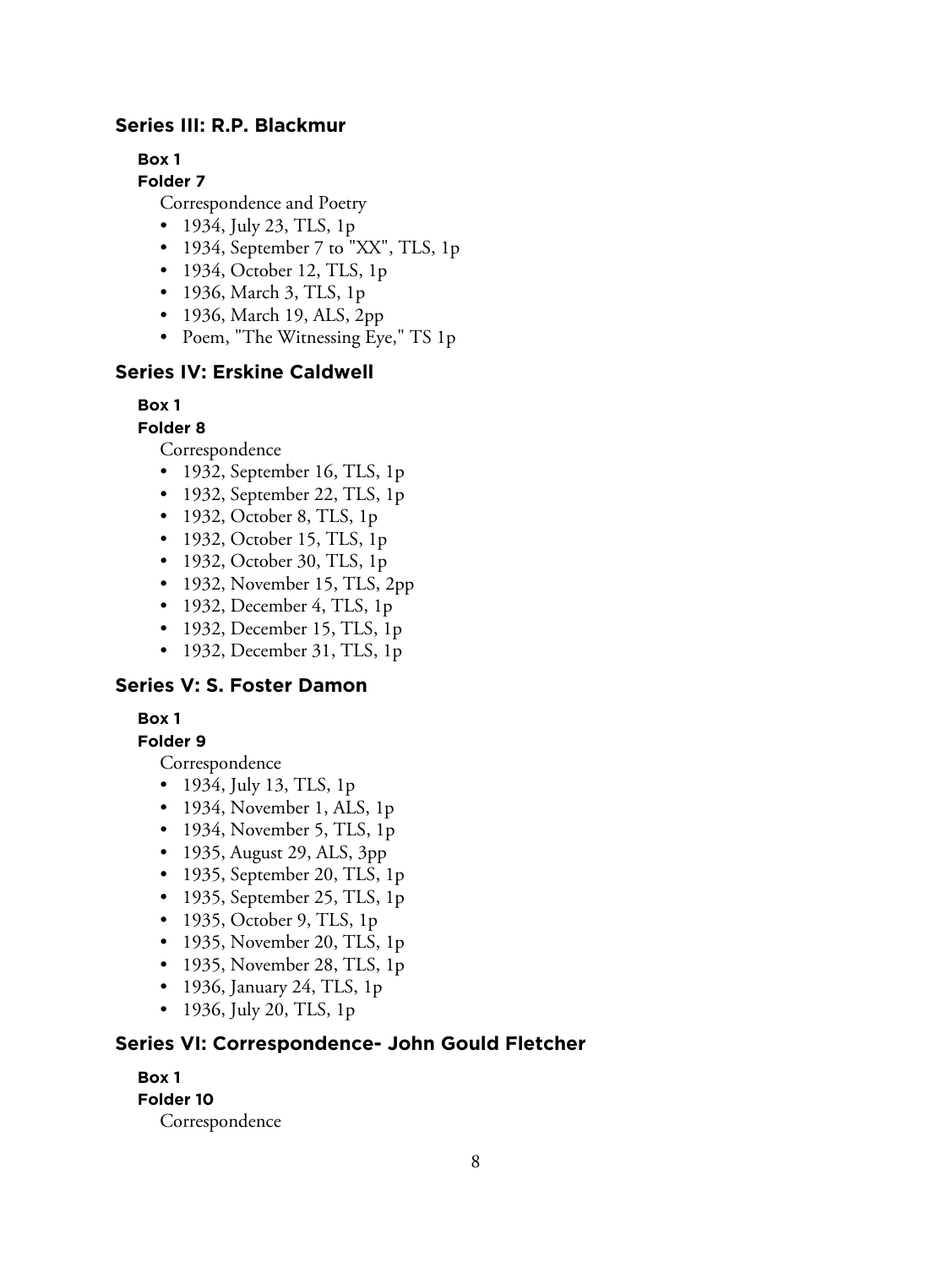## Series III: R.P. Blackmur

**Box 1**

**Folder 7**

Correspondence and Poetry

- 1934, July 23, TLS, 1p
- 1934, September 7 to "XX", TLS, 1p
- 1934, October 12, TLS, 1p
- 1936, March 3, TLS, 1p
- 1936, March 19, ALS, 2pp
- Poem, "The Witnessing Eye," TS 1p

## Series IV: Erskine Caldwell

**Box 1**

**Folder 8**

Correspondence

- 1932, September 16, TLS, 1p
- 1932, September 22, TLS, 1p
- 1932, October 8, TLS, 1p
- 1932, October 15, TLS, 1p
- 1932, October 30, TLS, 1p
- 1932, November 15, TLS, 2pp
- 1932, December 4, TLS, 1p
- 1932, December 15, TLS, 1p
- 1932, December 31, TLS, 1p

## Series V: S. Foster Damon

**Box 1**

**Folder 9**

Correspondence

- 1934, July 13, TLS, 1p
- 1934, November 1, ALS, 1p
- 1934, November 5, TLS, 1p
- 1935, August 29, ALS, 3pp
- 1935, September 20, TLS, 1p
- 1935, September 25, TLS, 1p
- 1935, October 9, TLS, 1p
- 1935, November 20, TLS, 1p
- 1935, November 28, TLS, 1p
- 1936, January 24, TLS, 1p
- 1936, July 20, TLS, 1p

## Series VI: Correspondence- John Gould Fletcher

**Box 1**

**Folder 10**

Correspondence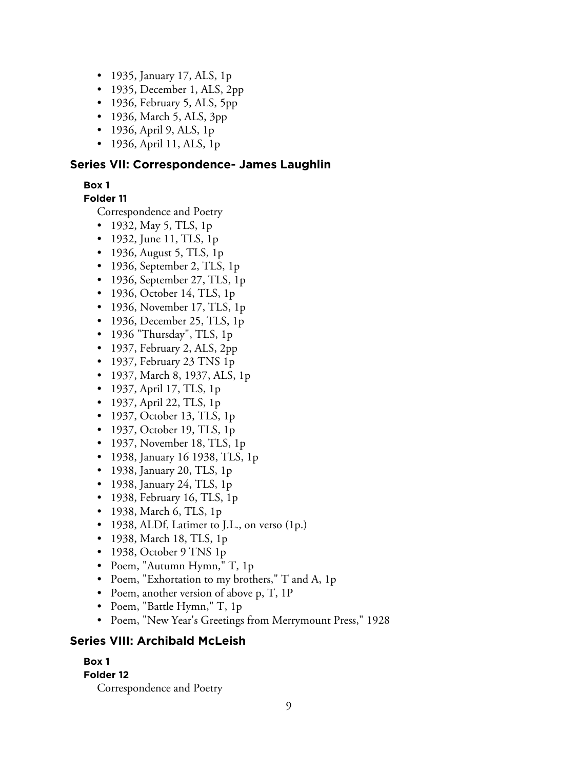- 1935, January 17, ALS, 1p
- 1935, December 1, ALS, 2pp
- 1936, February 5, ALS, 5pp
- 1936, March 5, ALS, 3pp
- 1936, April 9, ALS, 1p
- 1936, April 11, ALS, 1p

## Series VII: Correspondence- James Laughlin

**Box 1**

**Folder 11**

Correspondence and Poetry

- 1932, May 5, TLS, 1p
- 1932, June 11, TLS, 1p
- 1936, August 5, TLS, 1p
- 1936, September 2, TLS, 1p
- 1936, September 27, TLS, 1p
- 1936, October 14, TLS, 1p
- 1936, November 17, TLS, 1p
- 1936, December 25, TLS, 1p
- 1936 "Thursday", TLS, 1p
- 1937, February 2, ALS, 2pp
- 1937, February 23 TNS 1p
- 1937, March 8, 1937, ALS, 1p
- 1937, April 17, TLS, 1p
- 1937, April 22, TLS, 1p
- 1937, October 13, TLS, 1p
- 1937, October 19, TLS, 1p
- 1937, November 18, TLS, 1p
- 1938, January 16 1938, TLS, 1p
- 1938, January 20, TLS, 1p
- 1938, January 24, TLS, 1p
- 1938, February 16, TLS, 1p
- 1938, March 6, TLS, 1p
- 1938, ALDf, Latimer to J.L., on verso (1p.)
- 1938, March 18, TLS, 1p
- 1938, October 9 TNS 1p
- Poem, "Autumn Hymn," T, 1p
- Poem, "Exhortation to my brothers," T and A, 1p
- Poem, another version of above p, T, 1P
- Poem, "Battle Hymn," T, 1p
- Poem, "New Year's Greetings from Merrymount Press," 1928

## Series VIII: Archibald McLeish

**Box 1**

**Folder 12**

Correspondence and Poetry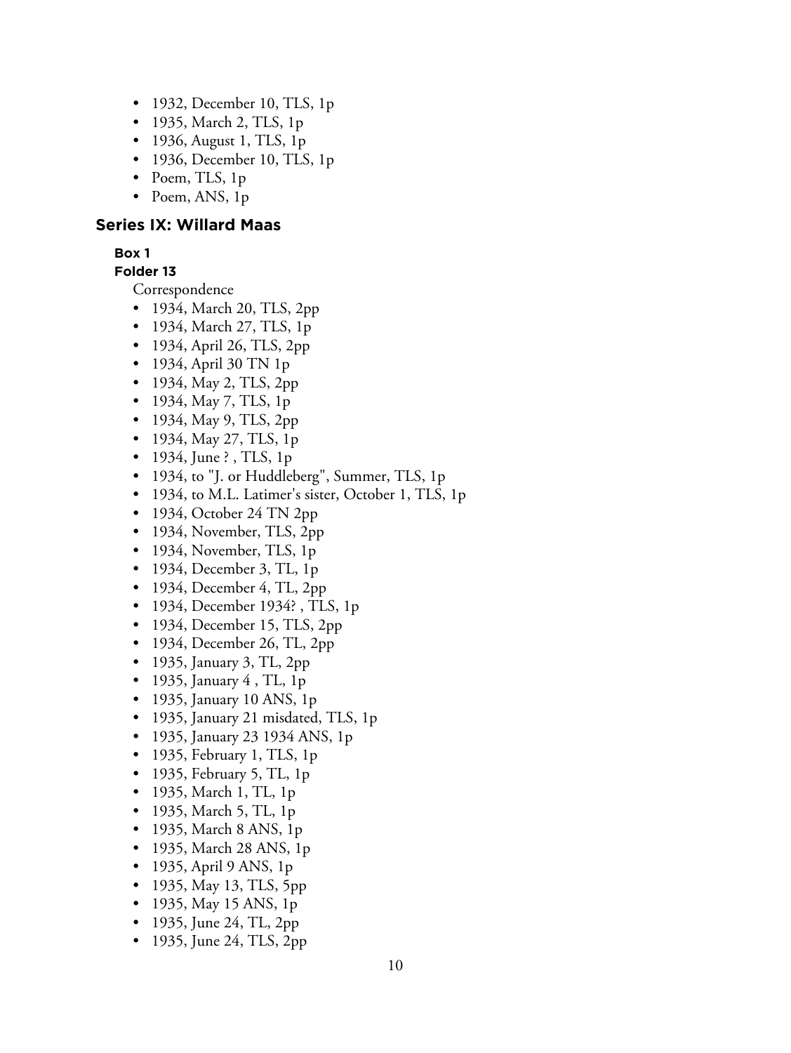- 1932, December 10, TLS, 1p
- 1935, March 2, TLS, 1p
- 1936, August 1, TLS, 1p
- 1936, December 10, TLS, 1p
- Poem, TLS, 1p
- Poem, ANS, 1p

## Series IX: Willard Maas

#### Box 1

#### Folder 13

Correspondence

- 1934, March 20, TLS, 2pp
- 1934, March 27, TLS, 1p
- 1934, April 26, TLS, 2pp
- 1934, April 30 TN 1p
- 1934, May 2, TLS, 2pp
- 1934, May 7, TLS, 1p
- 1934, May 9, TLS, 2pp
- 1934, May 27, TLS, 1p
- 1934, June ? , TLS, 1p
- 1934, to "J. or Huddleberg", Summer, TLS, 1p
- 1934, to M.L. Latimer's sister, October 1, TLS, 1p
- 1934, October 24 TN 2pp
- 1934, November, TLS, 2pp
- 1934, November, TLS, 1p
- 1934, December 3, TL, 1p
- 1934, December 4, TL, 2pp
- 1934, December 1934? , TLS, 1p
- 1934, December 15, TLS, 2pp
- 1934, December 26, TL, 2pp
- 1935, January 3, TL, 2pp
- 1935, January 4 , TL, 1p
- 1935, January 10 ANS, 1p
- 1935, January 21 misdated, TLS, 1p
- 1935, January 23 1934 ANS, 1p
- 1935, February 1, TLS, 1p
- 1935, February 5, TL, 1p
- 1935, March 1, TL, 1p
- 1935, March 5, TL, 1p
- 1935, March 8 ANS, 1p
- 1935, March 28 ANS, 1p
- 1935, April 9 ANS, 1p
- 1935, May 13, TLS, 5pp
- 1935, May 15 ANS, 1p
- 1935, June 24, TL, 2pp
- 1935, June 24, TLS, 2pp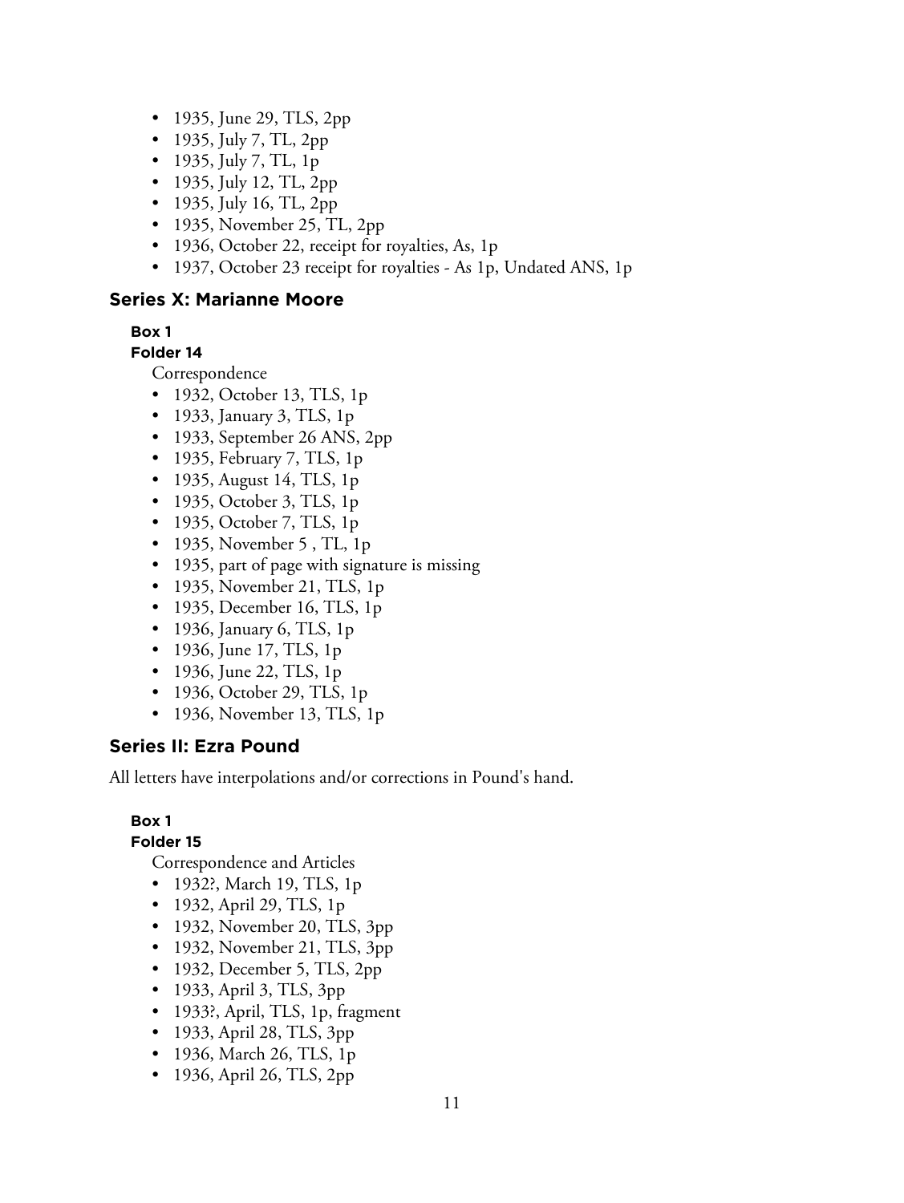- 1935, June 29, TLS, 2pp
- 1935, July 7, TL, 2pp
- 1935, July 7, TL, 1p
- 1935, July 12, TL, 2pp
- 1935, July 16, TL, 2pp
- 1935, November 25, TL, 2pp
- 1936, October 22, receipt for royalties, As, 1p
- 1937, October 23 receipt for royalties - As 1p, Undated ANS, 1p

## Series X: Marianne Moore

**Box 1**

**Folder 14**

Correspondence

- 1932, October 13, TLS, 1p
- 1933, January 3, TLS, 1p
- 1933, September 26 ANS, 2pp
- 1935, February 7, TLS, 1p
- 1935, August 14, TLS, 1p
- 1935, October 3, TLS, 1p
- 1935, October 7, TLS, 1p
- 1935, November 5 , TL, 1p
- 1935, part of page with signature is missing
- 1935, November 21, TLS, 1p
- 1935, December 16, TLS, 1p
- 1936, January 6, TLS, 1p
- 1936, June 17, TLS, 1p
- 1936, June 22, TLS, 1p
- 1936, October 29, TLS, 1p
- 1936, November 13, TLS, 1p

## Series II: Ezra Pound

All letters have interpolations and/or corrections in Pound's hand.

**Box 1**

**Folder 15**

Correspondence and Articles

- 1932?, March 19, TLS, 1p
- 1932, April 29, TLS, 1p
- 1932, November 20, TLS, 3pp
- 1932, November 21, TLS, 3pp
- 1932, December 5, TLS, 2pp
- 1933, April 3, TLS, 3pp
- 1933?, April, TLS, 1p, fragment
- 1933, April 28, TLS, 3pp
- 1936, March 26, TLS, 1p
- 1936, April 26, TLS, 2pp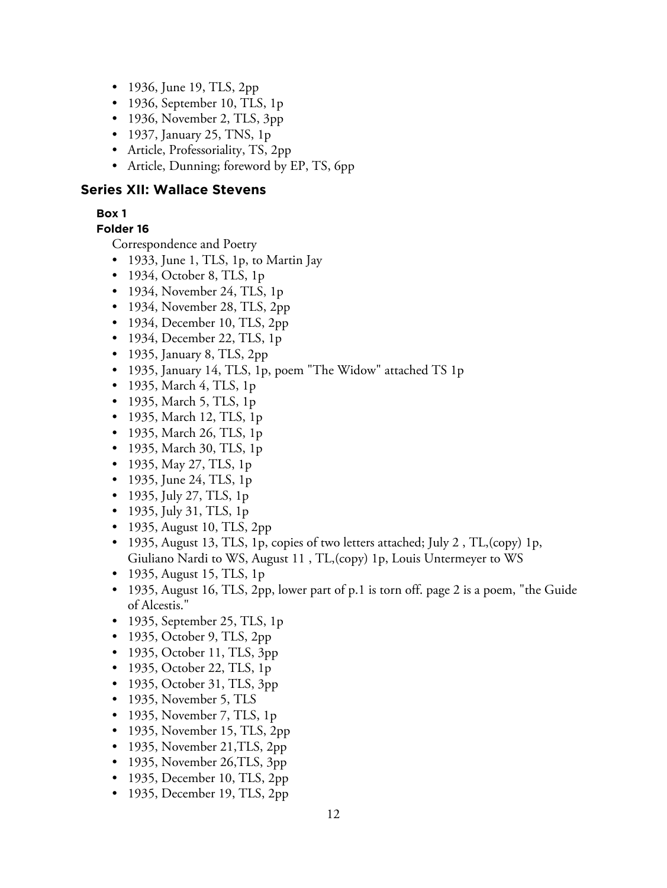- 1936, June 19, TLS, 2pp
- 1936, September 10, TLS, 1p
- 1936, November 2, TLS, 3pp
- 1937, January 25, TNS, 1p
- Article, Professoriality, TS, 2pp
- Article, Dunning; foreword by EP, TS, 6pp

## Series XII: Wallace Stevens

#### Box 1

#### Folder 16

Correspondence and Poetry

- 1933, June 1, TLS, 1p, to Martin Jay
- 1934, October 8, TLS, 1p
- 1934, November 24, TLS, 1p
- 1934, November 28, TLS, 2pp
- 1934, December 10, TLS, 2pp
- 1934, December 22, TLS, 1p
- 1935, January 8, TLS, 2pp
- 1935, January 14, TLS, 1p, poem "The Widow" attached TS 1p
- 1935, March 4, TLS, 1p
- 1935, March 5, TLS, 1p
- 1935, March 12, TLS, 1p
- 1935, March 26, TLS, 1p
- 1935, March 30, TLS, 1p
- 1935, May 27, TLS, 1p
- 1935, June 24, TLS, 1p
- 1935, July 27, TLS, 1p
- 1935, July 31, TLS, 1p
- 1935, August 10, TLS, 2pp
- 1935, August 13, TLS, 1p, copies of two letters attached; July 2 , TL,(copy) 1p, Giuliano Nardi to WS, August 11 , TL,(copy) 1p, Louis Untermeyer to WS
- 1935, August 15, TLS, 1p
- 1935, August 16, TLS, 2pp, lower part of p.1 is torn off. page 2 is a poem, "the Guide of Alcestis."
- 1935, September 25, TLS, 1p
- 1935, October 9, TLS, 2pp
- 1935, October 11, TLS, 3pp
- 1935, October 22, TLS, 1p
- 1935, October 31, TLS, 3pp
- 1935, November 5, TLS
- 1935, November 7, TLS, 1p
- 1935, November 15, TLS, 2pp
- 1935, November 21,TLS, 2pp
- 1935, November 26,TLS, 3pp
- 1935, December 10, TLS, 2pp
- 1935, December 19, TLS, 2pp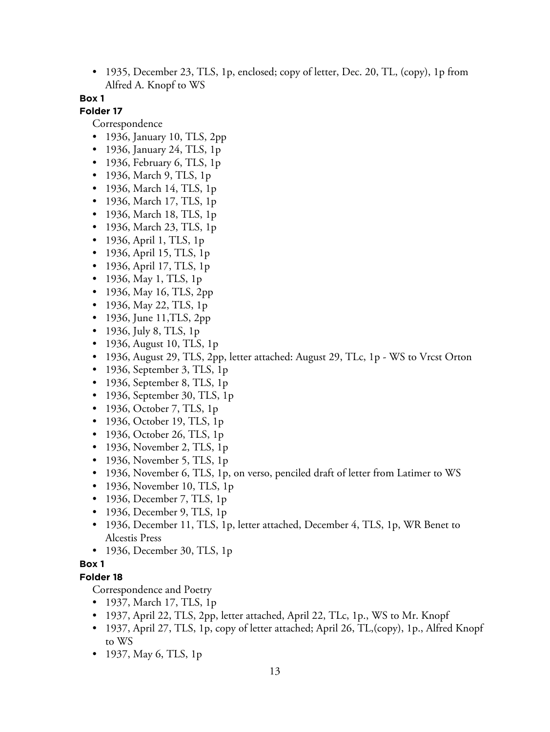- 1935, December 23, TLS, 1p, enclosed; copy of letter, Dec. 20, TL, (copy), 1p from Alfred A. Knopf to WS

**Box 1**

**Folder 17**

Correspondence

- 1936, January 10, TLS, 2pp
- 1936, January 24, TLS, 1p
- 1936, February 6, TLS, 1p
- 1936, March 9, TLS, 1p
- 1936, March 14, TLS, 1p
- 1936, March 17, TLS, 1p
- 1936, March 18, TLS, 1p
- 1936, March 23, TLS, 1p
- 1936, April 1, TLS, 1p
- 1936, April 15, TLS, 1p
- 1936, April 17, TLS, 1p
- 1936, May 1, TLS, 1p
- 1936, May 16, TLS, 2pp
- 1936, May 22, TLS, 1p
- 1936, June 11,TLS, 2pp
- 1936, July 8, TLS, 1p
- 1936, August 10, TLS, 1p
- 1936, August 29, TLS, 2pp, letter attached: August 29, TLc, 1p - WS to Vrcst Orton
- 1936, September 3, TLS, 1p
- 1936, September 8, TLS, 1p
- 1936, September 30, TLS, 1p
- 1936, October 7, TLS, 1p
- 1936, October 19, TLS, 1p
- 1936, October 26, TLS, 1p
- 1936, November 2, TLS, 1p
- 1936, November 5, TLS, 1p
- 1936, November 6, TLS, 1p, on verso, penciled draft of letter from Latimer to WS
- 1936, November 10, TLS, 1p
- 1936, December 7, TLS, 1p
- 1936, December 9, TLS, 1p
- 1936, December 11, TLS, 1p, letter attached, December 4, TLS, 1p, WR Benet to Alcestis Press
- 1936, December 30, TLS, 1p

**Box 1**

**Folder 18**

Correspondence and Poetry

- 1937, March 17, TLS, 1p
- 1937, April 22, TLS, 2pp, letter attached, April 22, TLc, 1p., WS to Mr. Knopf
- 1937, April 27, TLS, 1p, copy of letter attached; April 26, TL,(copy), 1p., Alfred Knopf to WS
- 1937, May 6, TLS, 1p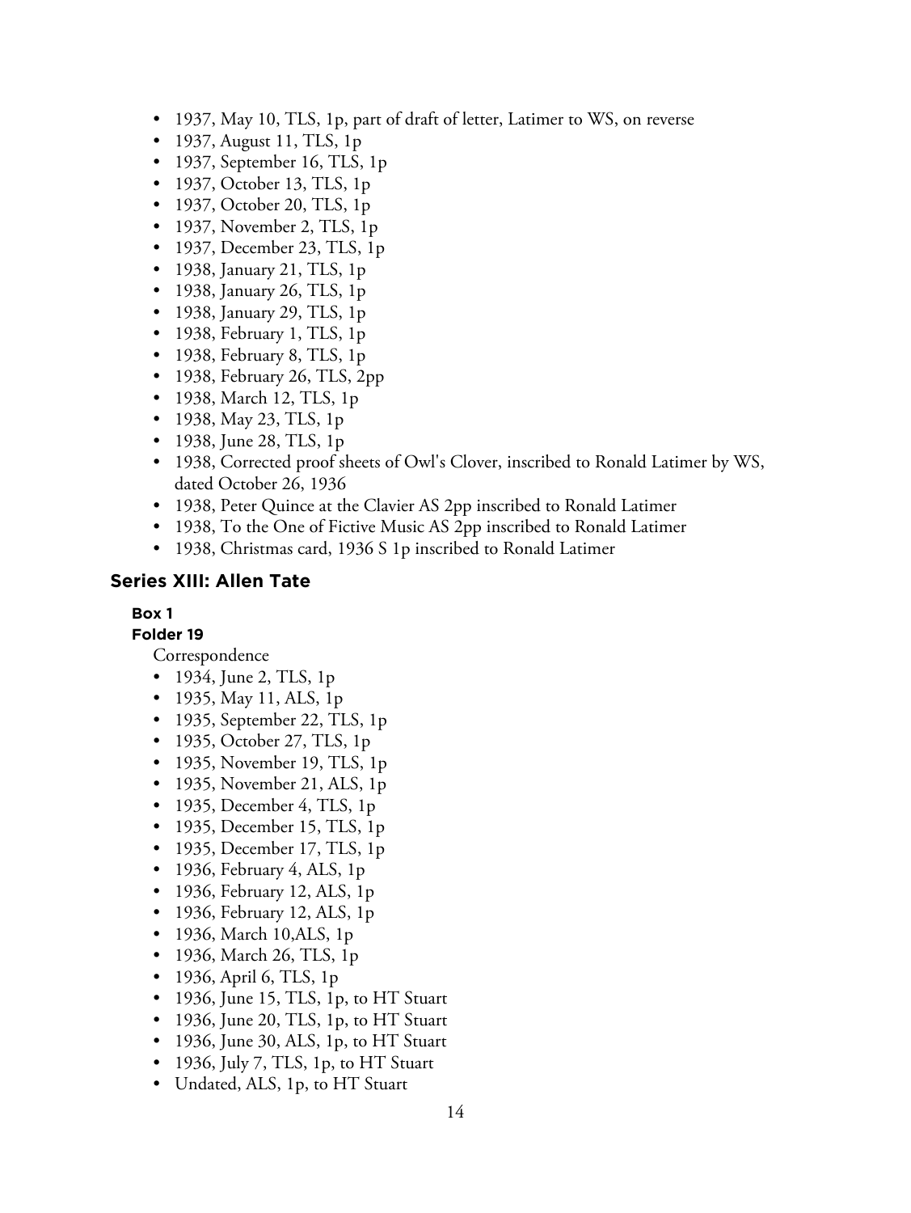- 1937, May 10, TLS, 1p, part of draft of letter, Latimer to WS, on reverse
- 1937, August 11, TLS, 1p
- 1937, September 16, TLS, 1p
- 1937, October 13, TLS, 1p
- 1937, October 20, TLS, 1p
- 1937, November 2, TLS, 1p
- 1937, December 23, TLS, 1p
- 1938, January 21, TLS, 1p
- 1938, January 26, TLS, 1p
- 1938, January 29, TLS, 1p
- 1938, February 1, TLS, 1p
- 1938, February 8, TLS, 1p
- 1938, February 26, TLS, 2pp
- 1938, March 12, TLS, 1p
- 1938, May 23, TLS, 1p
- 1938, June 28, TLS, 1p
- 1938, Corrected proof sheets of Owl's Clover, inscribed to Ronald Latimer by WS, dated October 26, 1936
- 1938, Peter Quince at the Clavier AS 2pp inscribed to Ronald Latimer
- 1938, To the One of Fictive Music AS 2pp inscribed to Ronald Latimer
- 1938, Christmas card, 1936 S 1p inscribed to Ronald Latimer

## Series XIII: Allen Tate

**Box 1**

**Folder 19**

Correspondence

- 1934, June 2, TLS, 1p
- 1935, May 11, ALS, 1p
- 1935, September 22, TLS, 1p
- 1935, October 27, TLS, 1p
- 1935, November 19, TLS, 1p
- 1935, November 21, ALS, 1p
- 1935, December 4, TLS, 1p
- 1935, December 15, TLS, 1p
- 1935, December 17, TLS, 1p
- 1936, February 4, ALS, 1p
- 1936, February 12, ALS, 1p
- 1936, February 12, ALS, 1p
- 1936, March 10,ALS, 1p
- 1936, March 26, TLS, 1p
- 1936, April 6, TLS, 1p
- 1936, June 15, TLS, 1p, to HT Stuart
- 1936, June 20, TLS, 1p, to HT Stuart
- 1936, June 30, ALS, 1p, to HT Stuart
- 1936, July 7, TLS, 1p, to HT Stuart
- Undated, ALS, 1p, to HT Stuart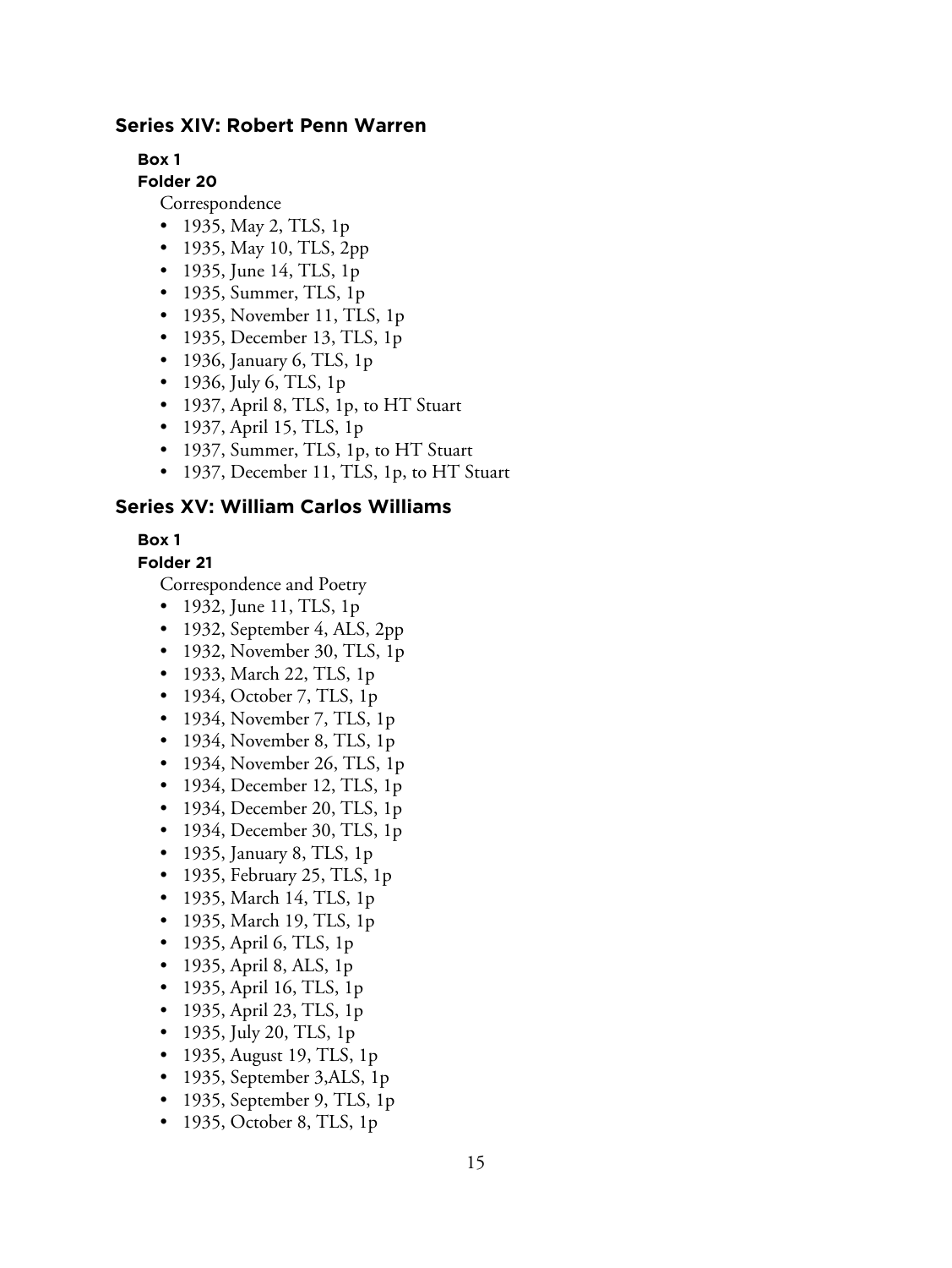## Series XIV: Robert Penn Warren

**Box 1**

**Folder 20**

Correspondence

- 1935, May 2, TLS, 1p
- 1935, May 10, TLS, 2pp
- 1935, June 14, TLS, 1p
- 1935, Summer, TLS, 1p
- 1935, November 11, TLS, 1p
- 1935, December 13, TLS, 1p
- 1936, January 6, TLS, 1p
- 1936, July 6, TLS, 1p
- 1937, April 8, TLS, 1p, to HT Stuart
- 1937, April 15, TLS, 1p
- 1937, Summer, TLS, 1p, to HT Stuart
- 1937, December 11, TLS, 1p, to HT Stuart

## Series XV: William Carlos Williams

**Box 1**

**Folder 21**

Correspondence and Poetry

- 1932, June 11, TLS, 1p
- 1932, September 4, ALS, 2pp
- 1932, November 30, TLS, 1p
- 1933, March 22, TLS, 1p
- 1934, October 7, TLS, 1p
- 1934, November 7, TLS, 1p
- 1934, November 8, TLS, 1p
- 1934, November 26, TLS, 1p
- 1934, December 12, TLS, 1p
- 1934, December 20, TLS, 1p
- 1934, December 30, TLS, 1p
- 1935, January 8, TLS, 1p
- 1935, February 25, TLS, 1p
- 1935, March 14, TLS, 1p
- 1935, March 19, TLS, 1p
- 1935, April 6, TLS, 1p
- 1935, April 8, ALS, 1p
- 1935, April 16, TLS, 1p
- 1935, April 23, TLS, 1p
- 1935, July 20, TLS, 1p
- 1935, August 19, TLS, 1p
- 1935, September 3,ALS, 1p
- 1935, September 9, TLS, 1p
- 1935, October 8, TLS, 1p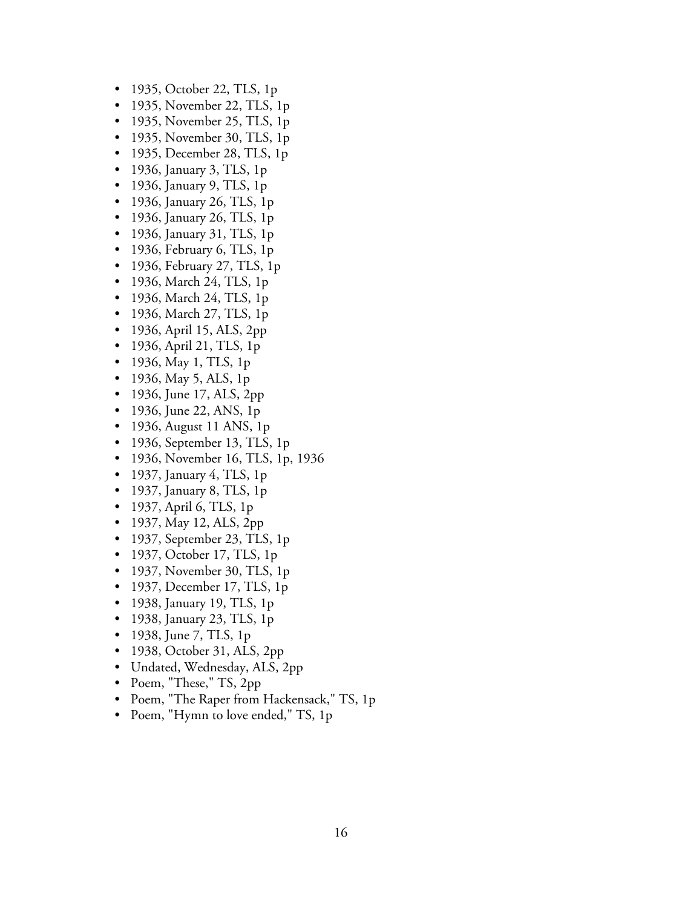- 1935, October 22, TLS, 1p
- 1935, November 22, TLS, 1p
- 1935, November 25, TLS, 1p
- 1935, November 30, TLS, 1p
- 1935, December 28, TLS, 1p
- 1936, January 3, TLS, 1p
- 1936, January 9, TLS, 1p
- 1936, January 26, TLS, 1p
- 1936, January 26, TLS, 1p
- 1936, January 31, TLS, 1p
- 1936, February 6, TLS, 1p
- 1936, February 27, TLS, 1p
- 1936, March 24, TLS, 1p
- 1936, March 24, TLS, 1p
- 1936, March 27, TLS, 1p
- 1936, April 15, ALS, 2pp
- 1936, April 21, TLS, 1p
- 1936, May 1, TLS, 1p
- 1936, May 5, ALS, 1p
- 1936, June 17, ALS, 2pp
- 1936, June 22, ANS, 1p
- 1936, August 11 ANS, 1p
- 1936, September 13, TLS, 1p
- 1936, November 16, TLS, 1p, 1936
- 1937, January 4, TLS, 1p
- 1937, January 8, TLS, 1p
- 1937, April 6, TLS, 1p
- 1937, May 12, ALS, 2pp
- 1937, September 23, TLS, 1p
- 1937, October 17, TLS, 1p
- 1937, November 30, TLS, 1p
- 1937, December 17, TLS, 1p
- 1938, January 19, TLS, 1p
- 1938, January 23, TLS, 1p
- 1938, June 7, TLS, 1p
- 1938, October 31, ALS, 2pp
- Undated, Wednesday, ALS, 2pp
- Poem, "These," TS, 2pp
- Poem, "The Raper from Hackensack," TS, 1p
- Poem, "Hymn to love ended," TS, 1p